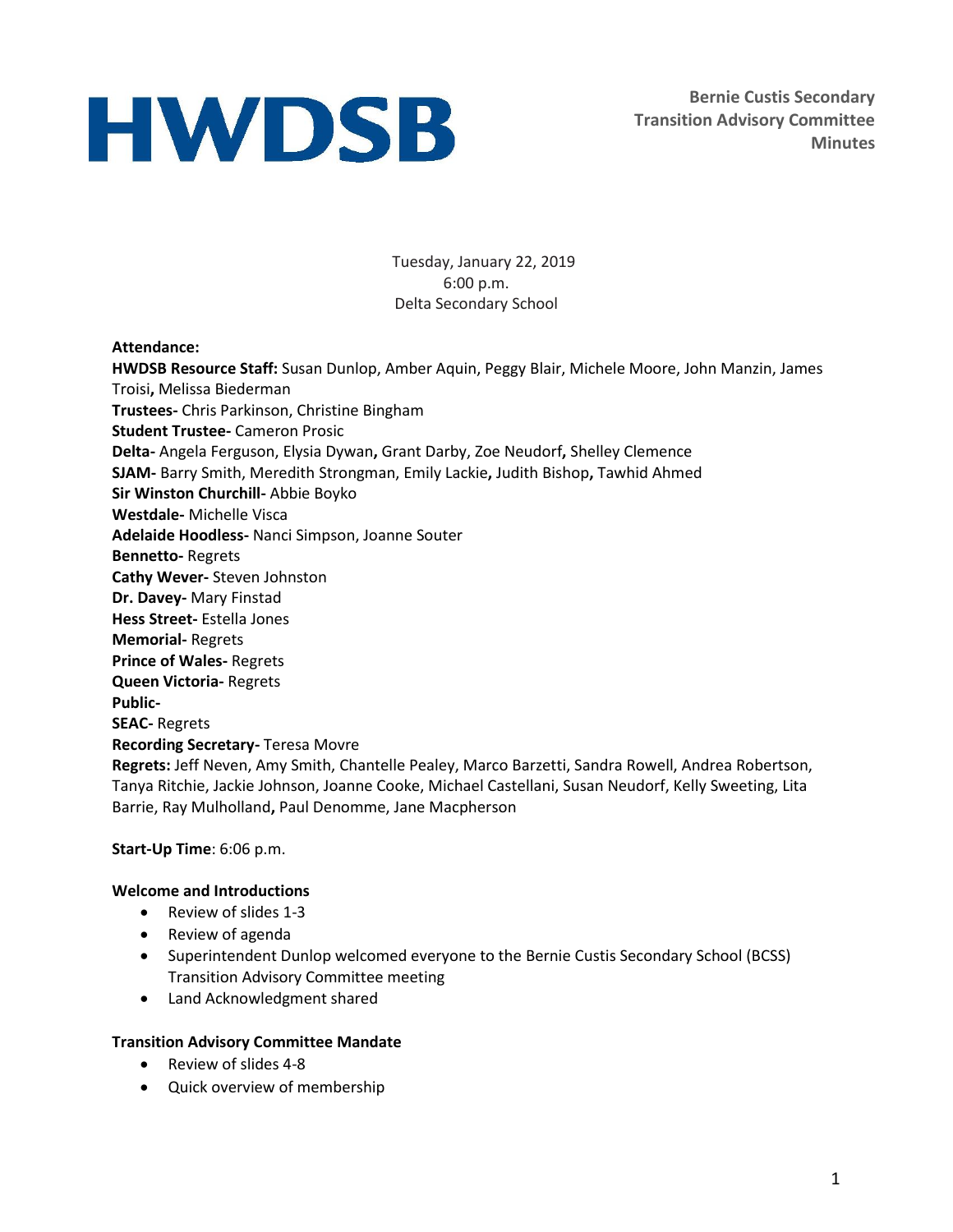# HWDSB

**Bernie Custis Secondary**
**Transition Advisory Committee**
**Minutes**

Tuesday, January 22, 2019
6:00 p.m.
Delta Secondary School

**Attendance:**
**HWDSB Resource Staff:** Susan Dunlop, Amber Aquin, Peggy Blair, Michele Moore, John Manzin, James Troisi**,** Melissa Biederman
**Trustees-** Chris Parkinson, Christine Bingham
**Student Trustee-** Cameron Prosic
**Delta-** Angela Ferguson, Elysia Dywan**,** Grant Darby, Zoe Neudorf**,** Shelley Clemence
**SJAM-** Barry Smith, Meredith Strongman, Emily Lackie**,** Judith Bishop**,** Tawhid Ahmed
**Sir Winston Churchill-** Abbie Boyko
**Westdale-** Michelle Visca
**Adelaide Hoodless-** Nanci Simpson, Joanne Souter
**Bennetto-** Regrets
**Cathy Wever-** Steven Johnston
**Dr. Davey-** Mary Finstad
**Hess Street-** Estella Jones
**Memorial-** Regrets
**Prince of Wales-** Regrets
**Queen Victoria-** Regrets
**Public-**
**SEAC-** Regrets
**Recording Secretary-** Teresa Movre
**Regrets:** Jeff Neven, Amy Smith, Chantelle Pealey, Marco Barzetti, Sandra Rowell, Andrea Robertson, Tanya Ritchie, Jackie Johnson, Joanne Cooke, Michael Castellani, Susan Neudorf, Kelly Sweeting, Lita Barrie, Ray Mulholland**,** Paul Denomme, Jane Macpherson

**Start-Up Time**: 6:06 p.m.

**Welcome and Introductions**

- Review of slides 1-3
- Review of agenda
- Superintendent Dunlop welcomed everyone to the Bernie Custis Secondary School (BCSS) Transition Advisory Committee meeting
- Land Acknowledgment shared

**Transition Advisory Committee Mandate**

- Review of slides 4-8
- Quick overview of membership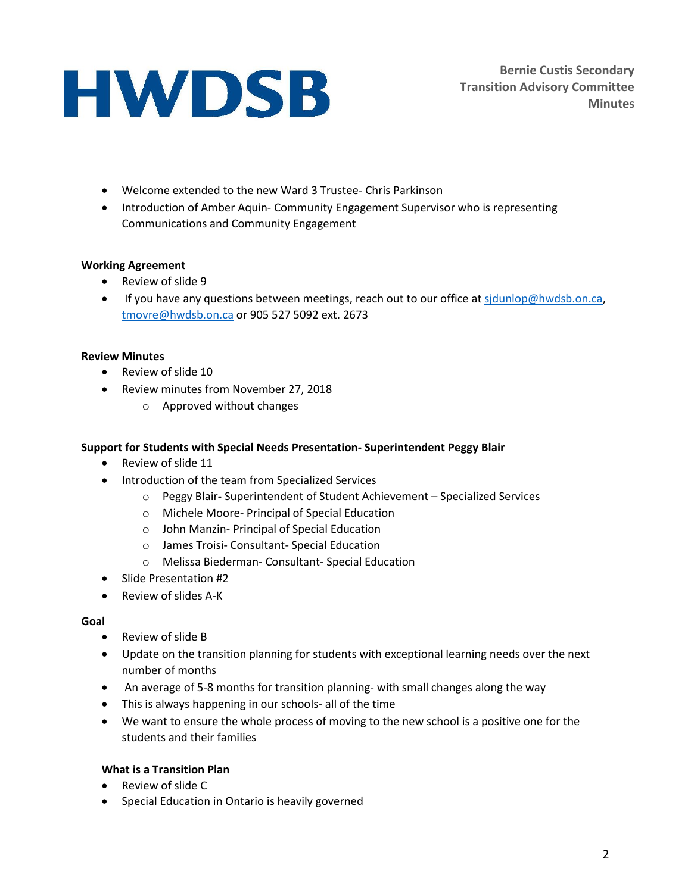- Welcome extended to the new Ward 3 Trustee- Chris Parkinson
- Introduction of Amber Aquin- Community Engagement Supervisor who is representing Communications and Community Engagement

**Working Agreement**

- Review of slide 9
- If you have any questions between meetings, reach out to our office at sjdunlop@hwdsb.on.ca, tmovre@hwdsb.on.ca or 905 527 5092 ext. 2673

**Review Minutes**

- Review of slide 10
- Review minutes from November 27, 2018
  - Approved without changes

**Support for Students with Special Needs Presentation- Superintendent Peggy Blair**

- Review of slide 11
- Introduction of the team from Specialized Services
  - Peggy Blair**-** Superintendent of Student Achievement – Specialized Services
  - Michele Moore- Principal of Special Education
  - John Manzin- Principal of Special Education
  - James Troisi- Consultant- Special Education
  - Melissa Biederman- Consultant- Special Education
- Slide Presentation #2
- Review of slides A-K

**Goal**

- Review of slide B
- Update on the transition planning for students with exceptional learning needs over the next number of months
- An average of 5-8 months for transition planning- with small changes along the way
- This is always happening in our schools- all of the time
- We want to ensure the whole process of moving to the new school is a positive one for the students and their families

**What is a Transition Plan**

- Review of slide C
- Special Education in Ontario is heavily governed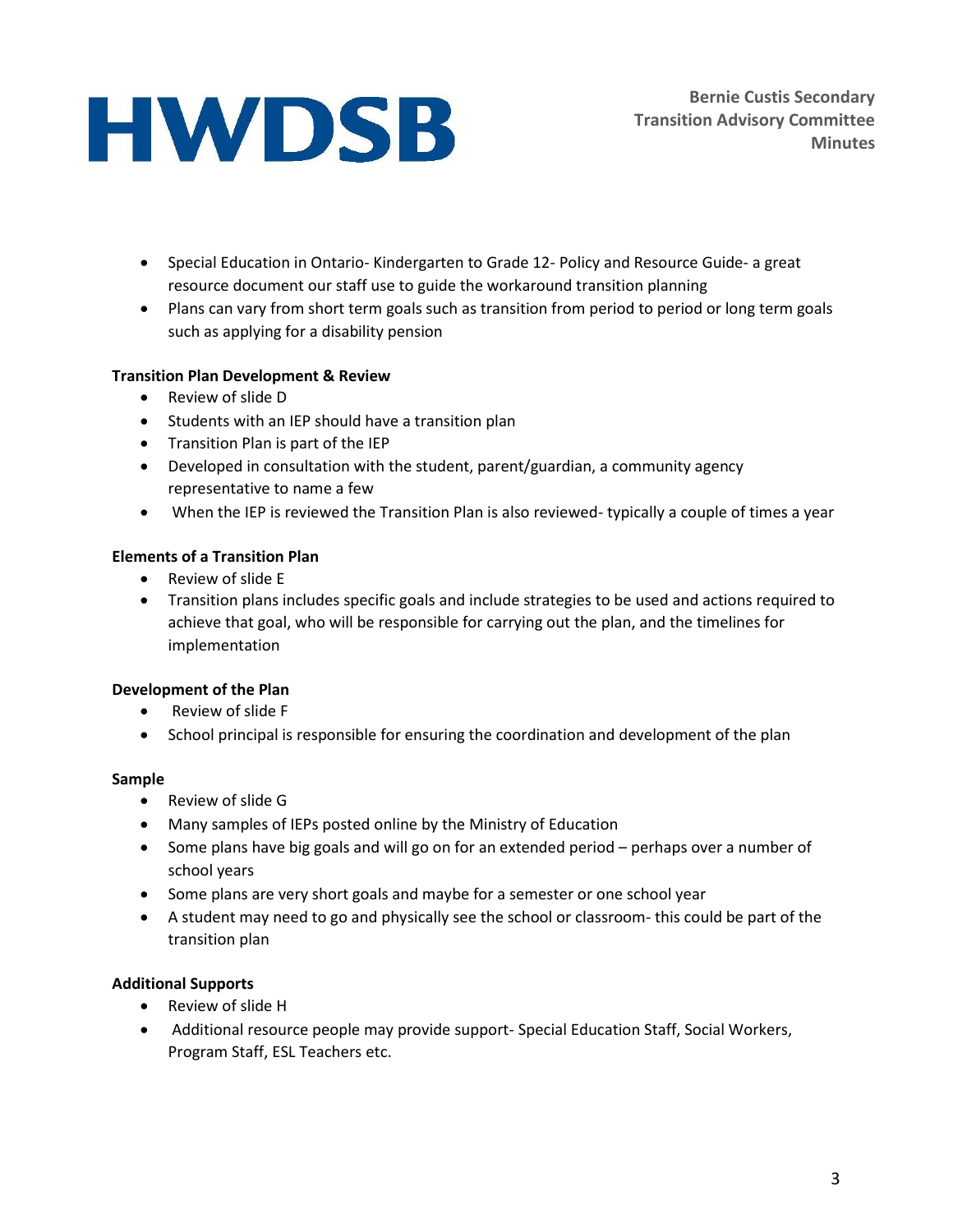- Special Education in Ontario- Kindergarten to Grade 12- Policy and Resource Guide- a great resource document our staff use to guide the workaround transition planning
- Plans can vary from short term goals such as transition from period to period or long term goals such as applying for a disability pension

**Transition Plan Development & Review**

- Review of slide D
- Students with an IEP should have a transition plan
- Transition Plan is part of the IEP
- Developed in consultation with the student, parent/guardian, a community agency representative to name a few
- When the IEP is reviewed the Transition Plan is also reviewed- typically a couple of times a year

**Elements of a Transition Plan**

- Review of slide E
- Transition plans includes specific goals and include strategies to be used and actions required to achieve that goal, who will be responsible for carrying out the plan, and the timelines for implementation

**Development of the Plan**

- Review of slide F
- School principal is responsible for ensuring the coordination and development of the plan

**Sample**

- Review of slide G
- Many samples of IEPs posted online by the Ministry of Education
- Some plans have big goals and will go on for an extended period – perhaps over a number of school years
- Some plans are very short goals and maybe for a semester or one school year
- A student may need to go and physically see the school or classroom- this could be part of the transition plan

**Additional Supports**

- Review of slide H
- Additional resource people may provide support- Special Education Staff, Social Workers, Program Staff, ESL Teachers etc.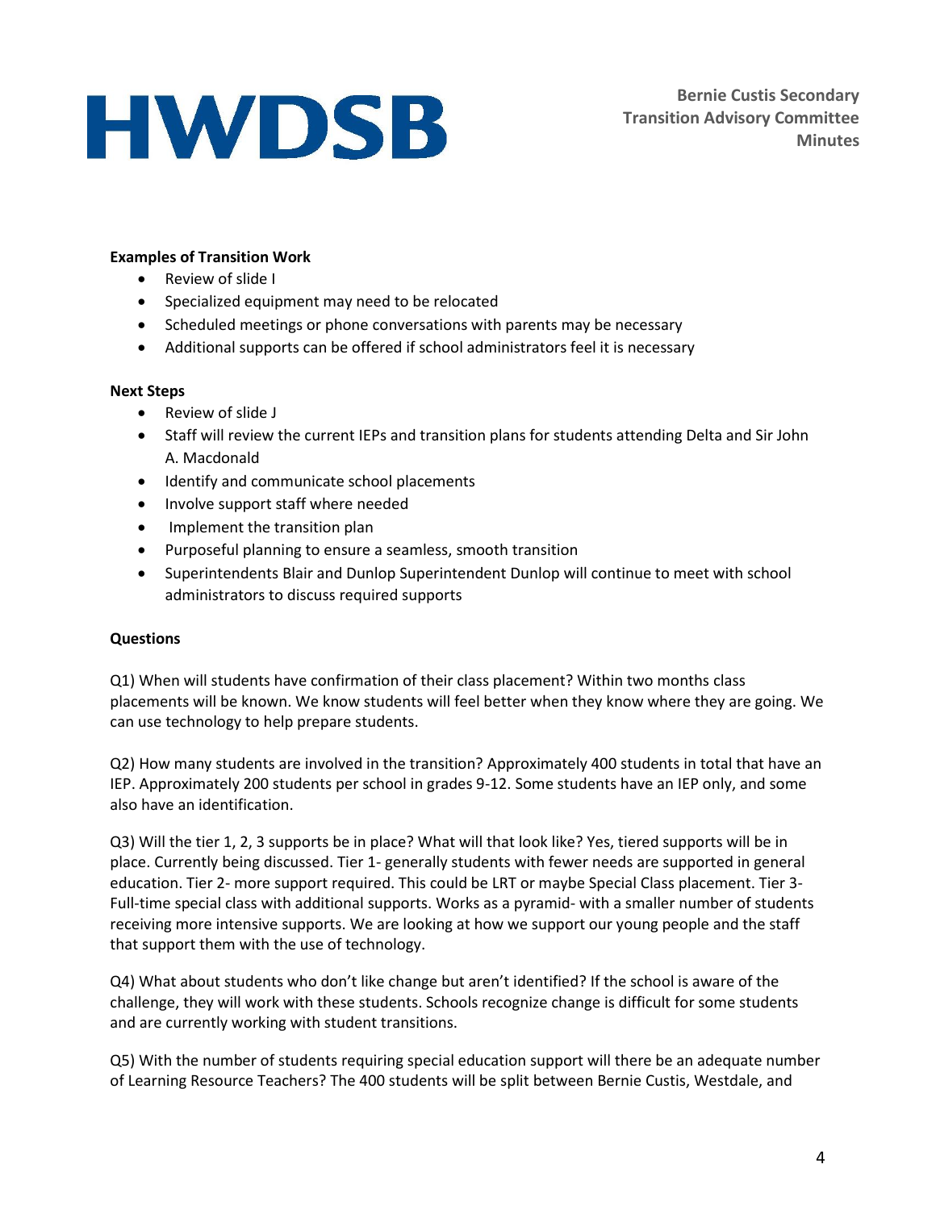**Examples of Transition Work**

- Review of slide I
- Specialized equipment may need to be relocated
- Scheduled meetings or phone conversations with parents may be necessary
- Additional supports can be offered if school administrators feel it is necessary

**Next Steps**

- Review of slide J
- Staff will review the current IEPs and transition plans for students attending Delta and Sir John A. Macdonald
- Identify and communicate school placements
- Involve support staff where needed
- Implement the transition plan
- Purposeful planning to ensure a seamless, smooth transition
- Superintendents Blair and Dunlop Superintendent Dunlop will continue to meet with school administrators to discuss required supports

**Questions**

Q1) When will students have confirmation of their class placement? Within two months class placements will be known. We know students will feel better when they know where they are going. We can use technology to help prepare students.

Q2) How many students are involved in the transition? Approximately 400 students in total that have an IEP. Approximately 200 students per school in grades 9-12. Some students have an IEP only, and some also have an identification.

Q3) Will the tier 1, 2, 3 supports be in place? What will that look like? Yes, tiered supports will be in place. Currently being discussed. Tier 1- generally students with fewer needs are supported in general education. Tier 2- more support required. This could be LRT or maybe Special Class placement. Tier 3- Full-time special class with additional supports. Works as a pyramid- with a smaller number of students receiving more intensive supports. We are looking at how we support our young people and the staff that support them with the use of technology.

Q4) What about students who don't like change but aren't identified? If the school is aware of the challenge, they will work with these students. Schools recognize change is difficult for some students and are currently working with student transitions.

Q5) With the number of students requiring special education support will there be an adequate number of Learning Resource Teachers? The 400 students will be split between Bernie Custis, Westdale, and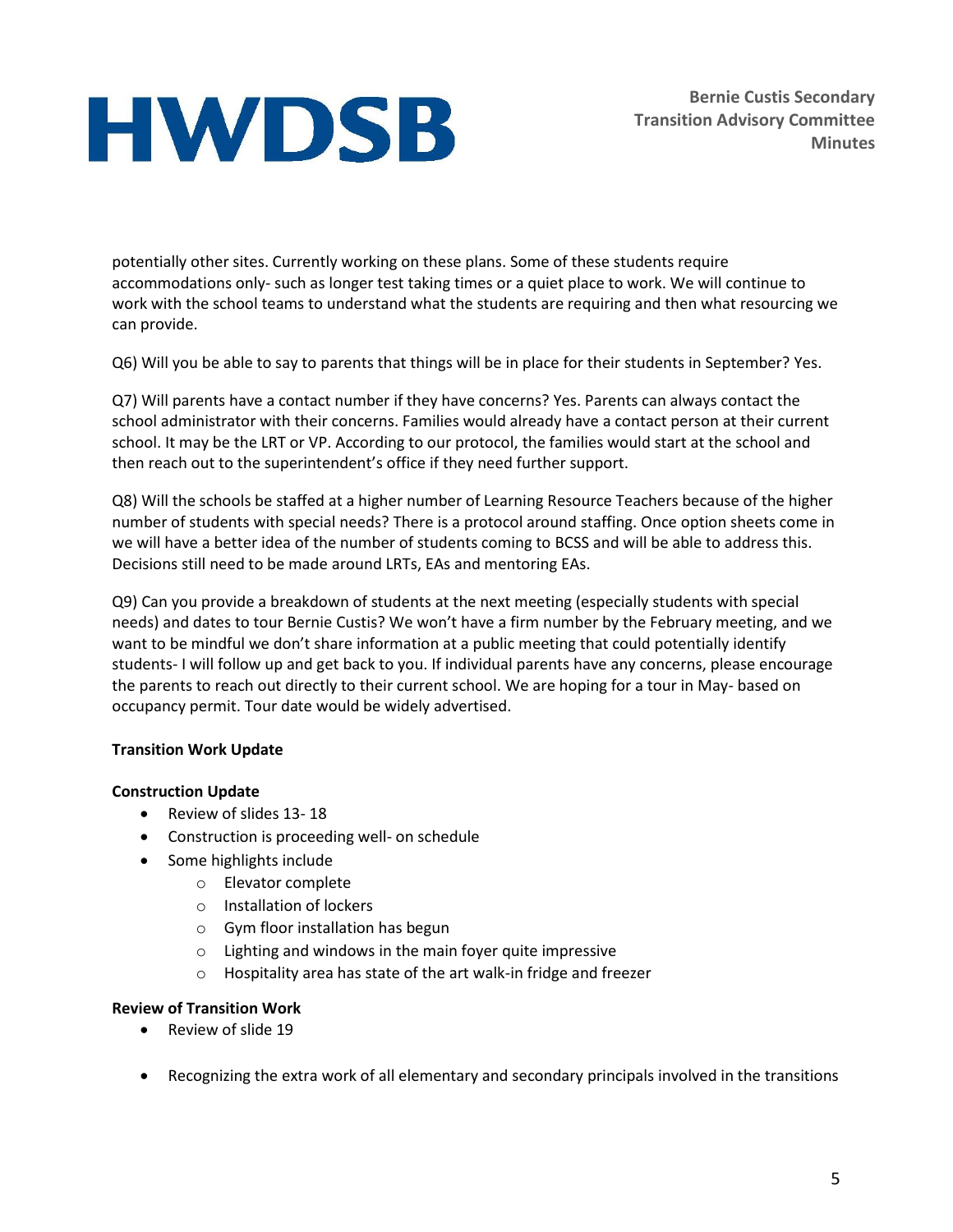potentially other sites. Currently working on these plans. Some of these students require accommodations only- such as longer test taking times or a quiet place to work. We will continue to work with the school teams to understand what the students are requiring and then what resourcing we can provide.

Q6) Will you be able to say to parents that things will be in place for their students in September? Yes.

Q7) Will parents have a contact number if they have concerns? Yes. Parents can always contact the school administrator with their concerns. Families would already have a contact person at their current school. It may be the LRT or VP. According to our protocol, the families would start at the school and then reach out to the superintendent's office if they need further support.

Q8) Will the schools be staffed at a higher number of Learning Resource Teachers because of the higher number of students with special needs? There is a protocol around staffing. Once option sheets come in we will have a better idea of the number of students coming to BCSS and will be able to address this. Decisions still need to be made around LRTs, EAs and mentoring EAs.

Q9) Can you provide a breakdown of students at the next meeting (especially students with special needs) and dates to tour Bernie Custis? We won't have a firm number by the February meeting, and we want to be mindful we don't share information at a public meeting that could potentially identify students- I will follow up and get back to you. If individual parents have any concerns, please encourage the parents to reach out directly to their current school. We are hoping for a tour in May- based on occupancy permit. Tour date would be widely advertised.

**Transition Work Update**

**Construction Update**

- Review of slides 13- 18
- Construction is proceeding well- on schedule
- Some highlights include
  - Elevator complete
  - Installation of lockers
  - Gym floor installation has begun
  - Lighting and windows in the main foyer quite impressive
  - Hospitality area has state of the art walk-in fridge and freezer

**Review of Transition Work**

- Review of slide 19

- Recognizing the extra work of all elementary and secondary principals involved in the transitions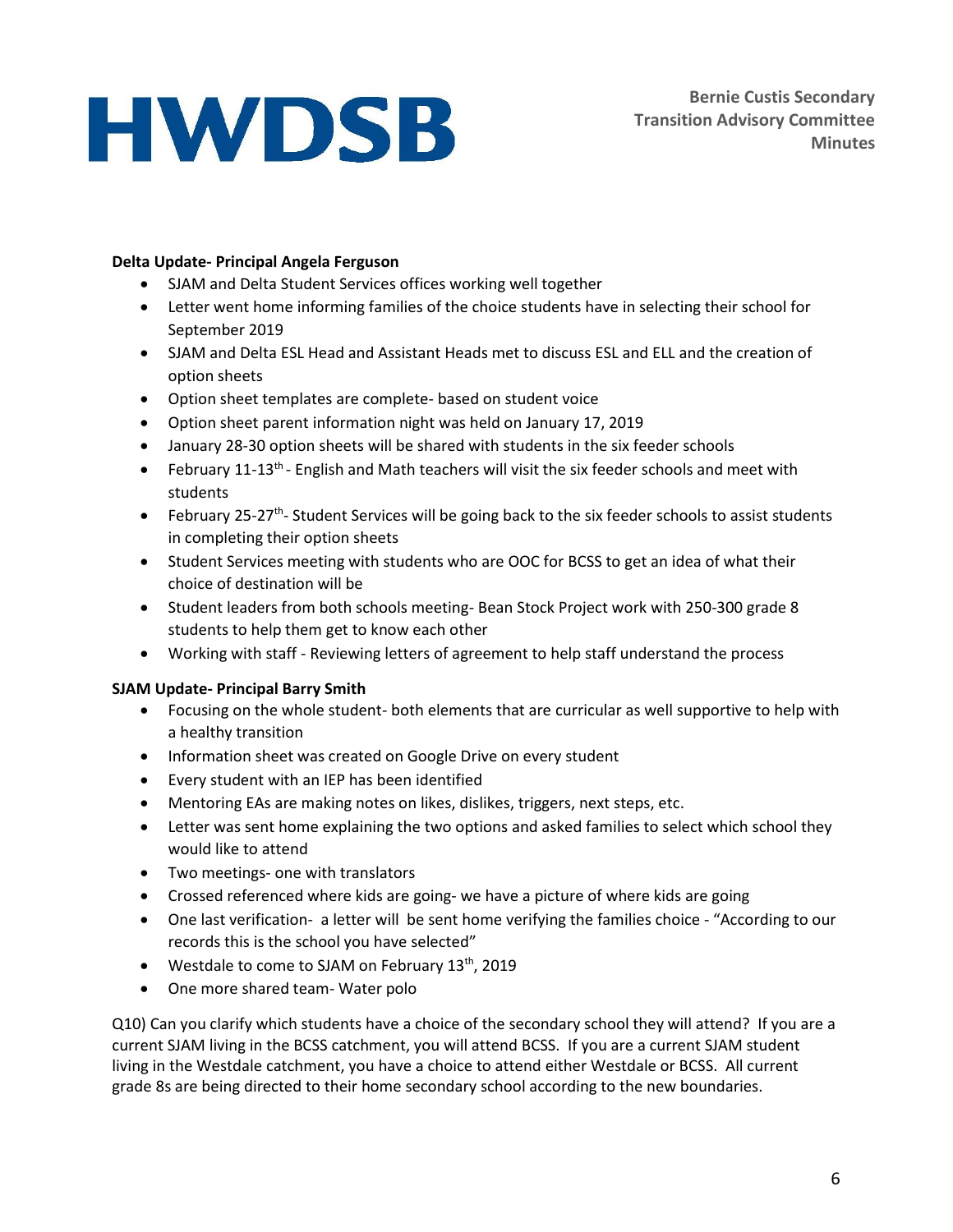**Delta Update- Principal Angela Ferguson**

- SJAM and Delta Student Services offices working well together
- Letter went home informing families of the choice students have in selecting their school for September 2019
- SJAM and Delta ESL Head and Assistant Heads met to discuss ESL and ELL and the creation of option sheets
- Option sheet templates are complete- based on student voice
- Option sheet parent information night was held on January 17, 2019
- January 28-30 option sheets will be shared with students in the six feeder schools
- February 11-13th - English and Math teachers will visit the six feeder schools and meet with students
- February 25-27th- Student Services will be going back to the six feeder schools to assist students in completing their option sheets
- Student Services meeting with students who are OOC for BCSS to get an idea of what their choice of destination will be
- Student leaders from both schools meeting- Bean Stock Project work with 250-300 grade 8 students to help them get to know each other
- Working with staff - Reviewing letters of agreement to help staff understand the process

**SJAM Update- Principal Barry Smith**

- Focusing on the whole student- both elements that are curricular as well supportive to help with a healthy transition
- Information sheet was created on Google Drive on every student
- Every student with an IEP has been identified
- Mentoring EAs are making notes on likes, dislikes, triggers, next steps, etc.
- Letter was sent home explaining the two options and asked families to select which school they would like to attend
- Two meetings- one with translators
- Crossed referenced where kids are going- we have a picture of where kids are going
- One last verification- a letter will be sent home verifying the families choice - "According to our records this is the school you have selected"
- Westdale to come to SJAM on February 13th, 2019
- One more shared team- Water polo

Q10) Can you clarify which students have a choice of the secondary school they will attend? If you are a current SJAM living in the BCSS catchment, you will attend BCSS. If you are a current SJAM student living in the Westdale catchment, you have a choice to attend either Westdale or BCSS. All current grade 8s are being directed to their home secondary school according to the new boundaries.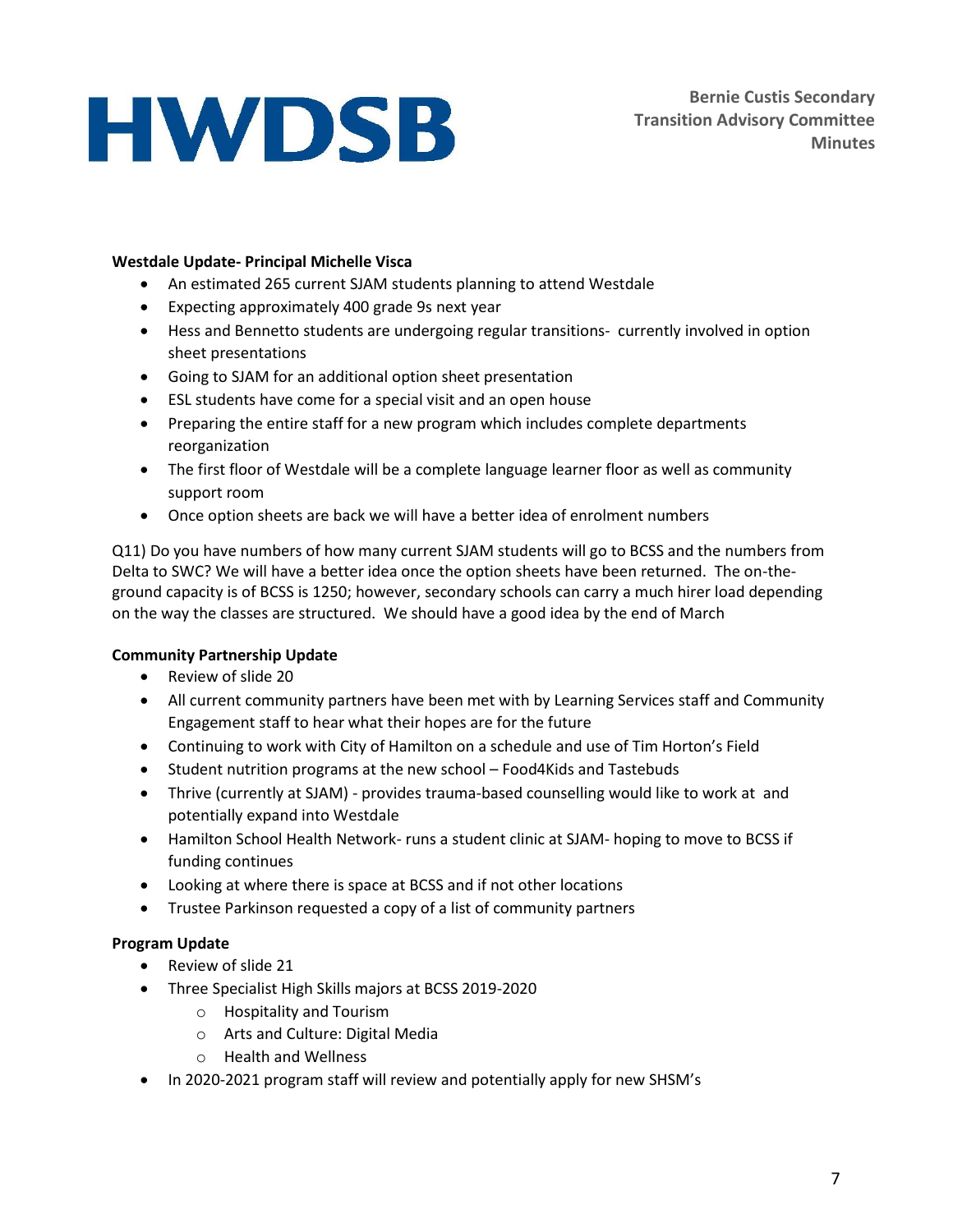**Westdale Update- Principal Michelle Visca**

- An estimated 265 current SJAM students planning to attend Westdale
- Expecting approximately 400 grade 9s next year
- Hess and Bennetto students are undergoing regular transitions- currently involved in option sheet presentations
- Going to SJAM for an additional option sheet presentation
- ESL students have come for a special visit and an open house
- Preparing the entire staff for a new program which includes complete departments reorganization
- The first floor of Westdale will be a complete language learner floor as well as community support room
- Once option sheets are back we will have a better idea of enrolment numbers

Q11) Do you have numbers of how many current SJAM students will go to BCSS and the numbers from Delta to SWC? We will have a better idea once the option sheets have been returned. The on-the-ground capacity is of BCSS is 1250; however, secondary schools can carry a much hirer load depending on the way the classes are structured. We should have a good idea by the end of March

**Community Partnership Update**

- Review of slide 20
- All current community partners have been met with by Learning Services staff and Community Engagement staff to hear what their hopes are for the future
- Continuing to work with City of Hamilton on a schedule and use of Tim Horton's Field
- Student nutrition programs at the new school – Food4Kids and Tastebuds
- Thrive (currently at SJAM) - provides trauma-based counselling would like to work at and potentially expand into Westdale
- Hamilton School Health Network- runs a student clinic at SJAM- hoping to move to BCSS if funding continues
- Looking at where there is space at BCSS and if not other locations
- Trustee Parkinson requested a copy of a list of community partners

**Program Update**

- Review of slide 21
- Three Specialist High Skills majors at BCSS 2019-2020
  - Hospitality and Tourism
  - Arts and Culture: Digital Media
  - Health and Wellness
- In 2020-2021 program staff will review and potentially apply for new SHSM's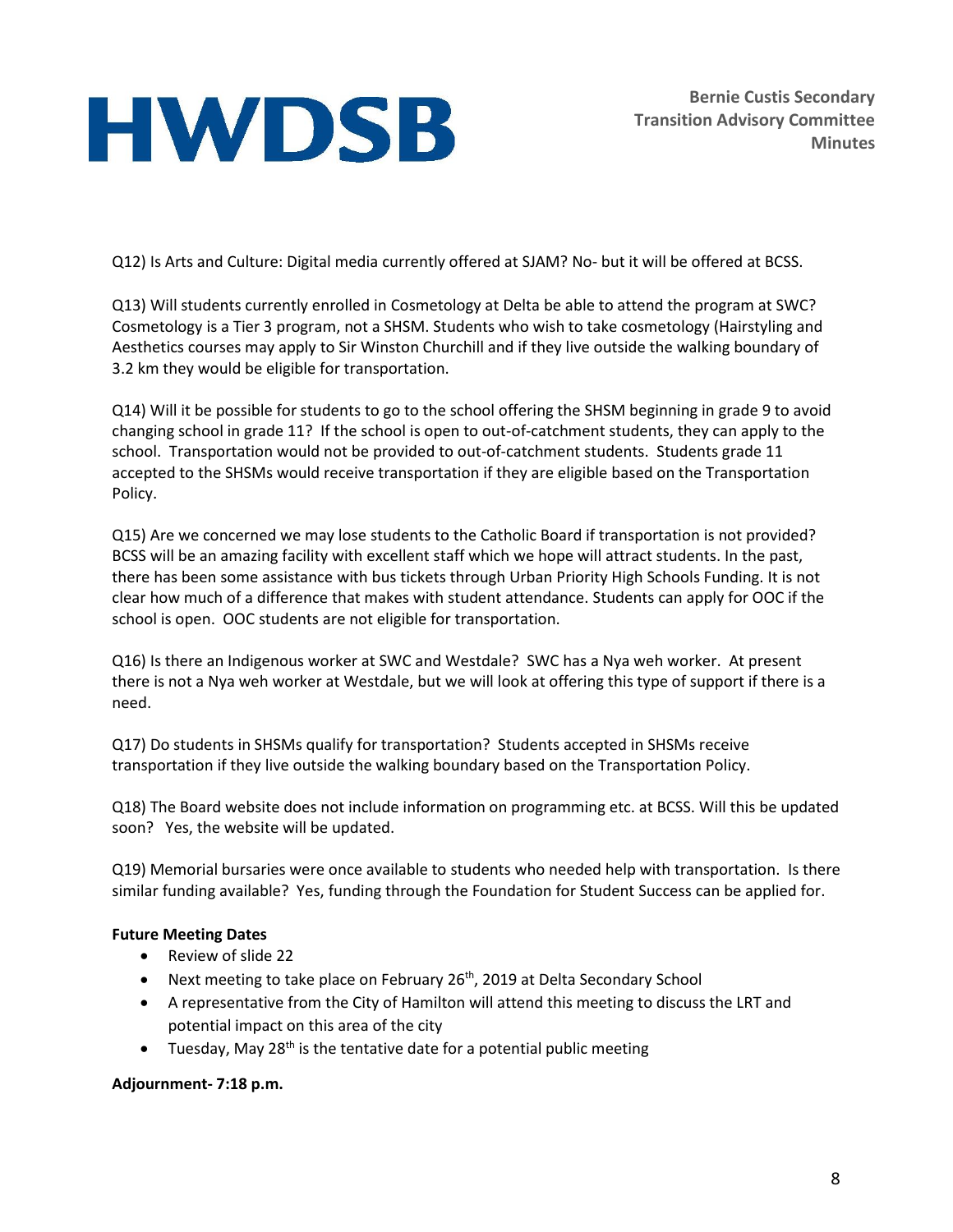Q12) Is Arts and Culture: Digital media currently offered at SJAM? No- but it will be offered at BCSS.

Q13) Will students currently enrolled in Cosmetology at Delta be able to attend the program at SWC? Cosmetology is a Tier 3 program, not a SHSM. Students who wish to take cosmetology (Hairstyling and Aesthetics courses may apply to Sir Winston Churchill and if they live outside the walking boundary of 3.2 km they would be eligible for transportation.

Q14) Will it be possible for students to go to the school offering the SHSM beginning in grade 9 to avoid changing school in grade 11? If the school is open to out-of-catchment students, they can apply to the school. Transportation would not be provided to out-of-catchment students. Students grade 11 accepted to the SHSMs would receive transportation if they are eligible based on the Transportation Policy.

Q15) Are we concerned we may lose students to the Catholic Board if transportation is not provided? BCSS will be an amazing facility with excellent staff which we hope will attract students. In the past, there has been some assistance with bus tickets through Urban Priority High Schools Funding. It is not clear how much of a difference that makes with student attendance. Students can apply for OOC if the school is open. OOC students are not eligible for transportation.

Q16) Is there an Indigenous worker at SWC and Westdale? SWC has a Nya weh worker. At present there is not a Nya weh worker at Westdale, but we will look at offering this type of support if there is a need.

Q17) Do students in SHSMs qualify for transportation? Students accepted in SHSMs receive transportation if they live outside the walking boundary based on the Transportation Policy.

Q18) The Board website does not include information on programming etc. at BCSS. Will this be updated soon? Yes, the website will be updated.

Q19) Memorial bursaries were once available to students who needed help with transportation. Is there similar funding available? Yes, funding through the Foundation for Student Success can be applied for.

**Future Meeting Dates**

- Review of slide 22
- Next meeting to take place on February 26th, 2019 at Delta Secondary School
- A representative from the City of Hamilton will attend this meeting to discuss the LRT and potential impact on this area of the city
- Tuesday, May 28th is the tentative date for a potential public meeting

**Adjournment- 7:18 p.m.**